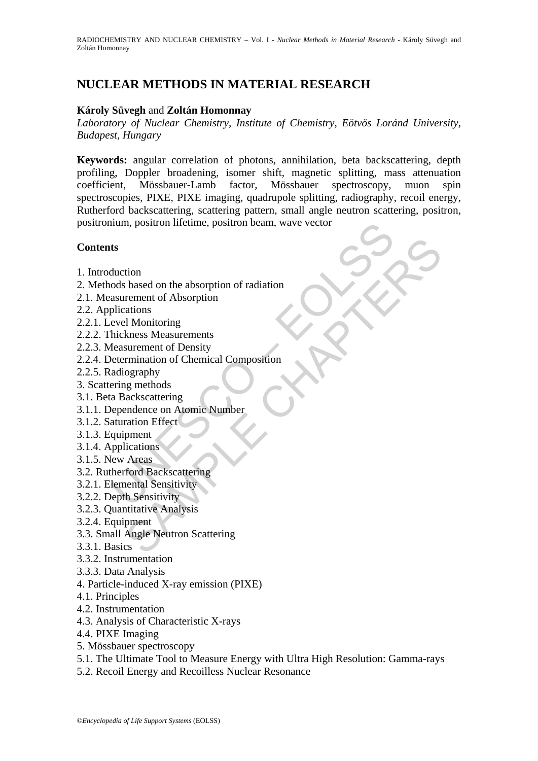# NUCLEAR METHODS IN MATERIAL RESEARCH

**Károly Süvegh** and **Zoltán Homonnay**

*Laboratory of Nuclear Chemistry, Institute of Chemistry, Eötvös Loránd University, Budapest, Hungary*

**Keywords:** angular correlation of photons, annihilation, beta backscattering, depth profiling, Doppler broadening, isomer shift, magnetic splitting, mass attenuation coefficient, Mössbauer-Lamb factor, Mössbauer spectroscopy, muon spin spectroscopies, PIXE, PIXE imaging, quadrupole splitting, radiography, recoil energy, Rutherford backscattering, scattering pattern, small angle neutron scattering, positron, positronium, positron lifetime, positron beam, wave vector

## Contents

1. Introduction
2. Methods based on the absorption of radiation
2.1. Measurement of Absorption
2.2. Applications
2.2.1. Level Monitoring
2.2.2. Thickness Measurements
2.2.3. Measurement of Density
2.2.4. Determination of Chemical Composition
2.2.5. Radiography
3. Scattering methods
3.1. Beta Backscattering
3.1.1. Dependence on Atomic Number
3.1.2. Saturation Effect
3.1.3. Equipment
3.1.4. Applications
3.1.5. New Areas
3.2. Rutherford Backscattering
3.2.1. Elemental Sensitivity
3.2.2. Depth Sensitivity
3.2.3. Quantitative Analysis
3.2.4. Equipment
3.3. Small Angle Neutron Scattering
3.3.1. Basics
3.3.2. Instrumentation
3.3.3. Data Analysis
4. Particle-induced X-ray emission (PIXE)
4.1. Principles
4.2. Instrumentation
4.3. Analysis of Characteristic X-rays
4.4. PIXE Imaging
5. Mössbauer spectroscopy
5.1. The Ultimate Tool to Measure Energy with Ultra High Resolution: Gamma-rays
5.2. Recoil Energy and Recoilless Nuclear Resonance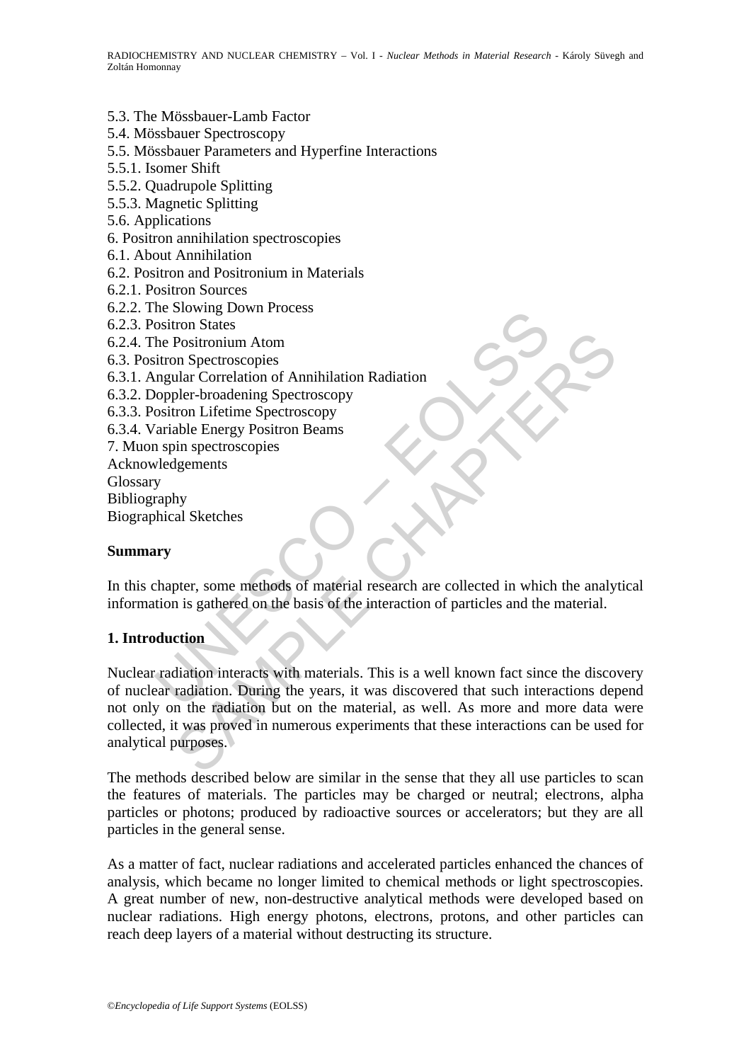5.3. The Mössbauer-Lamb Factor
5.4. Mössbauer Spectroscopy
5.5. Mössbauer Parameters and Hyperfine Interactions
5.5.1. Isomer Shift
5.5.2. Quadrupole Splitting
5.5.3. Magnetic Splitting
5.6. Applications
6. Positron annihilation spectroscopies
6.1. About Annihilation
6.2. Positron and Positronium in Materials
6.2.1. Positron Sources
6.2.2. The Slowing Down Process
6.2.3. Positron States
6.2.4. The Positronium Atom
6.3. Positron Spectroscopies
6.3.1. Angular Correlation of Annihilation Radiation
6.3.2. Doppler-broadening Spectroscopy
6.3.3. Positron Lifetime Spectroscopy
6.3.4. Variable Energy Positron Beams
7. Muon spin spectroscopies
Acknowledgements
Glossary
Bibliography
Biographical Sketches

## Summary

In this chapter, some methods of material research are collected in which the analytical information is gathered on the basis of the interaction of particles and the material.

## 1. Introduction

Nuclear radiation interacts with materials. This is a well known fact since the discovery of nuclear radiation. During the years, it was discovered that such interactions depend not only on the radiation but on the material, as well. As more and more data were collected, it was proved in numerous experiments that these interactions can be used for analytical purposes.

The methods described below are similar in the sense that they all use particles to scan the features of materials. The particles may be charged or neutral; electrons, alpha particles or photons; produced by radioactive sources or accelerators; but they are all particles in the general sense.

As a matter of fact, nuclear radiations and accelerated particles enhanced the chances of analysis, which became no longer limited to chemical methods or light spectroscopies. A great number of new, non-destructive analytical methods were developed based on nuclear radiations. High energy photons, electrons, protons, and other particles can reach deep layers of a material without destructing its structure.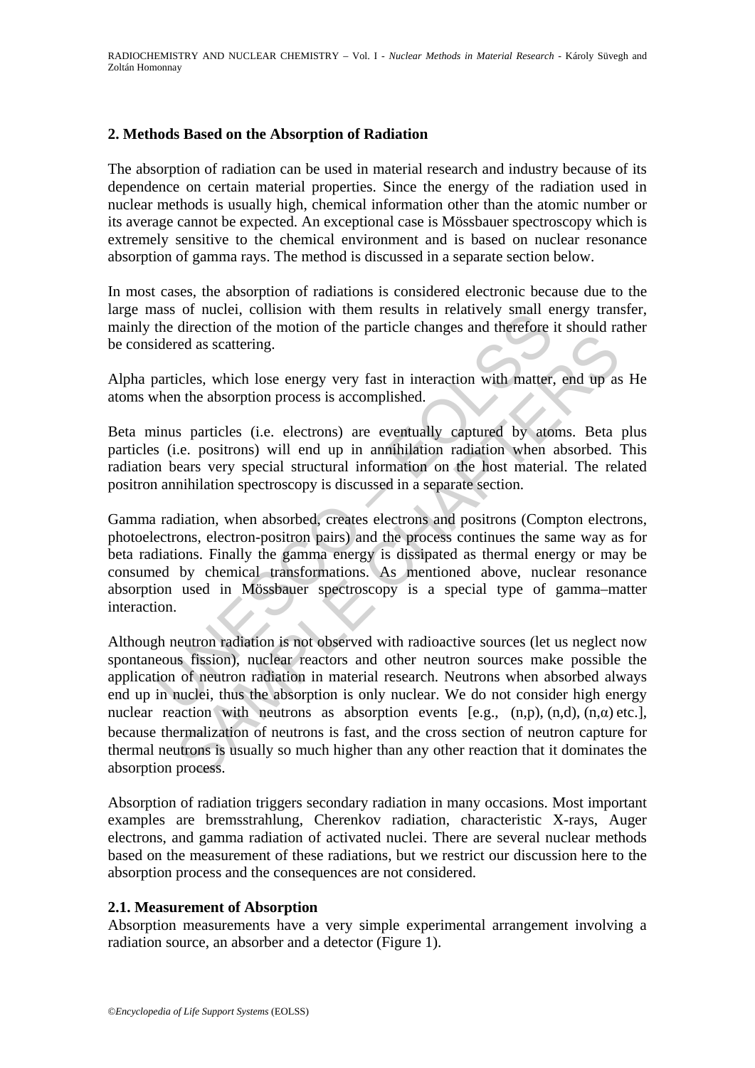## 2. Methods Based on the Absorption of Radiation

The absorption of radiation can be used in material research and industry because of its dependence on certain material properties. Since the energy of the radiation used in nuclear methods is usually high, chemical information other than the atomic number or its average cannot be expected. An exceptional case is Mössbauer spectroscopy which is extremely sensitive to the chemical environment and is based on nuclear resonance absorption of gamma rays. The method is discussed in a separate section below.

In most cases, the absorption of radiations is considered electronic because due to the large mass of nuclei, collision with them results in relatively small energy transfer, mainly the direction of the motion of the particle changes and therefore it should rather be considered as scattering.

Alpha particles, which lose energy very fast in interaction with matter, end up as He atoms when the absorption process is accomplished.

Beta minus particles (i.e. electrons) are eventually captured by atoms. Beta plus particles (i.e. positrons) will end up in annihilation radiation when absorbed. This radiation bears very special structural information on the host material. The related positron annihilation spectroscopy is discussed in a separate section.

Gamma radiation, when absorbed, creates electrons and positrons (Compton electrons, photoelectrons, electron-positron pairs) and the process continues the same way as for beta radiations. Finally the gamma energy is dissipated as thermal energy or may be consumed by chemical transformations. As mentioned above, nuclear resonance absorption used in Mössbauer spectroscopy is a special type of gamma–matter interaction.

Although neutron radiation is not observed with radioactive sources (let us neglect now spontaneous fission), nuclear reactors and other neutron sources make possible the application of neutron radiation in material research. Neutrons when absorbed always end up in nuclei, thus the absorption is only nuclear. We do not consider high energy nuclear reaction with neutrons as absorption events [e.g., (n,p), (n,d), (n,α) etc.], because thermalization of neutrons is fast, and the cross section of neutron capture for thermal neutrons is usually so much higher than any other reaction that it dominates the absorption process.

Absorption of radiation triggers secondary radiation in many occasions. Most important examples are bremsstrahlung, Cherenkov radiation, characteristic X-rays, Auger electrons, and gamma radiation of activated nuclei. There are several nuclear methods based on the measurement of these radiations, but we restrict our discussion here to the absorption process and the consequences are not considered.

### 2.1. Measurement of Absorption

Absorption measurements have a very simple experimental arrangement involving a radiation source, an absorber and a detector (Figure 1).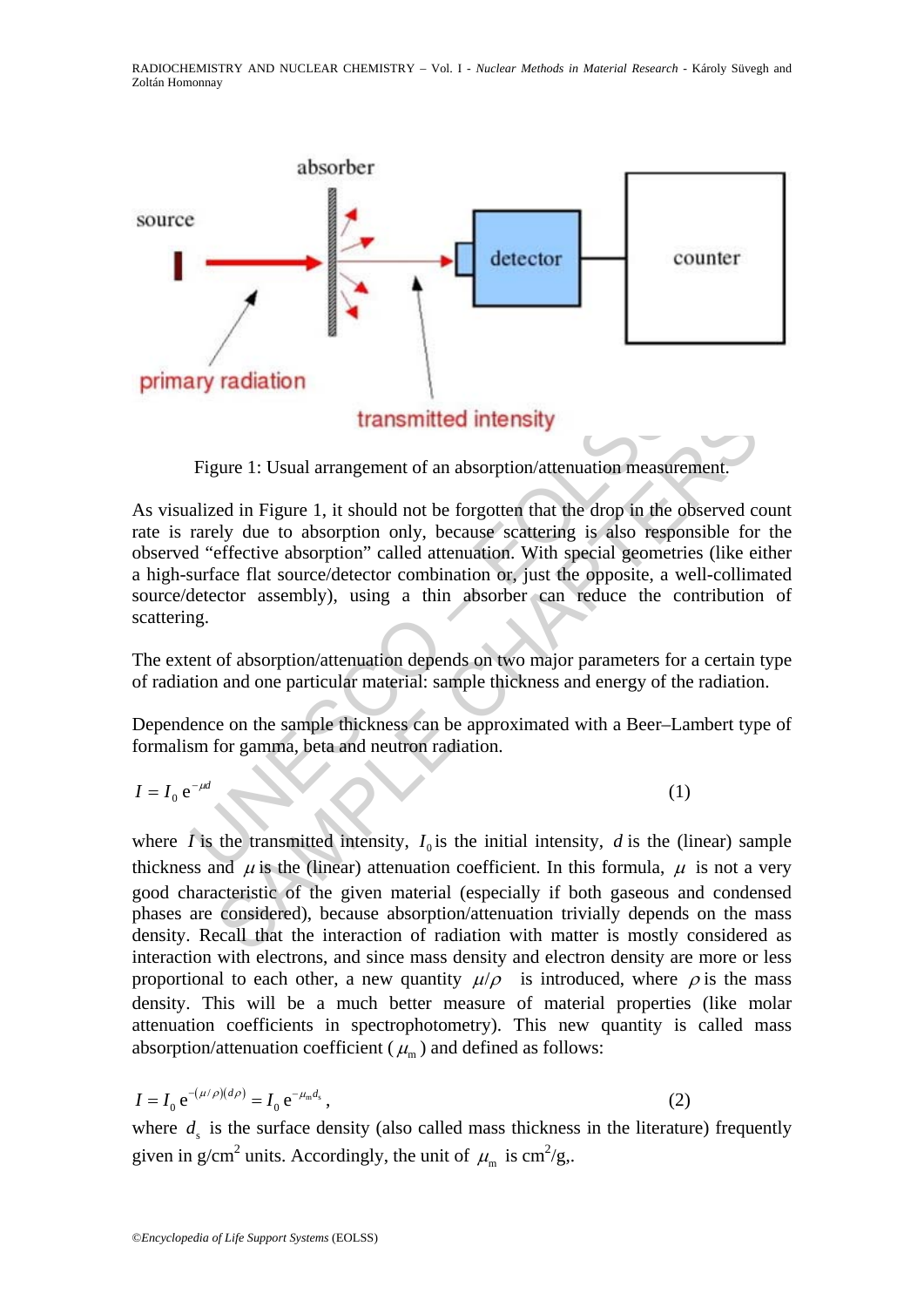Figure 1: Usual arrangement of an absorption/attenuation measurement.

As visualized in Figure 1, it should not be forgotten that the drop in the observed count rate is rarely due to absorption only, because scattering is also responsible for the observed "effective absorption" called attenuation. With special geometries (like either a high-surface flat source/detector combination or, just the opposite, a well-collimated source/detector assembly), using a thin absorber can reduce the contribution of scattering.

The extent of absorption/attenuation depends on two major parameters for a certain type of radiation and one particular material: sample thickness and energy of the radiation.

Dependence on the sample thickness can be approximated with a Beer–Lambert type of formalism for gamma, beta and neutron radiation.

$$I = I_0 \, e^{-\mu d} \tag{1}$$

where $I$ is the transmitted intensity, $I_0$ is the initial intensity, $d$ is the (linear) sample thickness and $\mu$ is the (linear) attenuation coefficient. In this formula, $\mu$ is not a very good characteristic of the given material (especially if both gaseous and condensed phases are considered), because absorption/attenuation trivially depends on the mass density. Recall that the interaction of radiation with matter is mostly considered as interaction with electrons, and since mass density and electron density are more or less proportional to each other, a new quantity $\mu/\rho$ is introduced, where $\rho$ is the mass density. This will be a much better measure of material properties (like molar attenuation coefficients in spectrophotometry). This new quantity is called mass absorption/attenuation coefficient ($\mu_m$) and defined as follows:

$$I = I_0 \, e^{-(\mu/\rho)(d\rho)} = I_0 \, e^{-\mu_m d_s}, \tag{2}$$

where $d_s$ is the surface density (also called mass thickness in the literature) frequently given in g/cm$^2$ units. Accordingly, the unit of $\mu_m$ is cm$^2$/g,.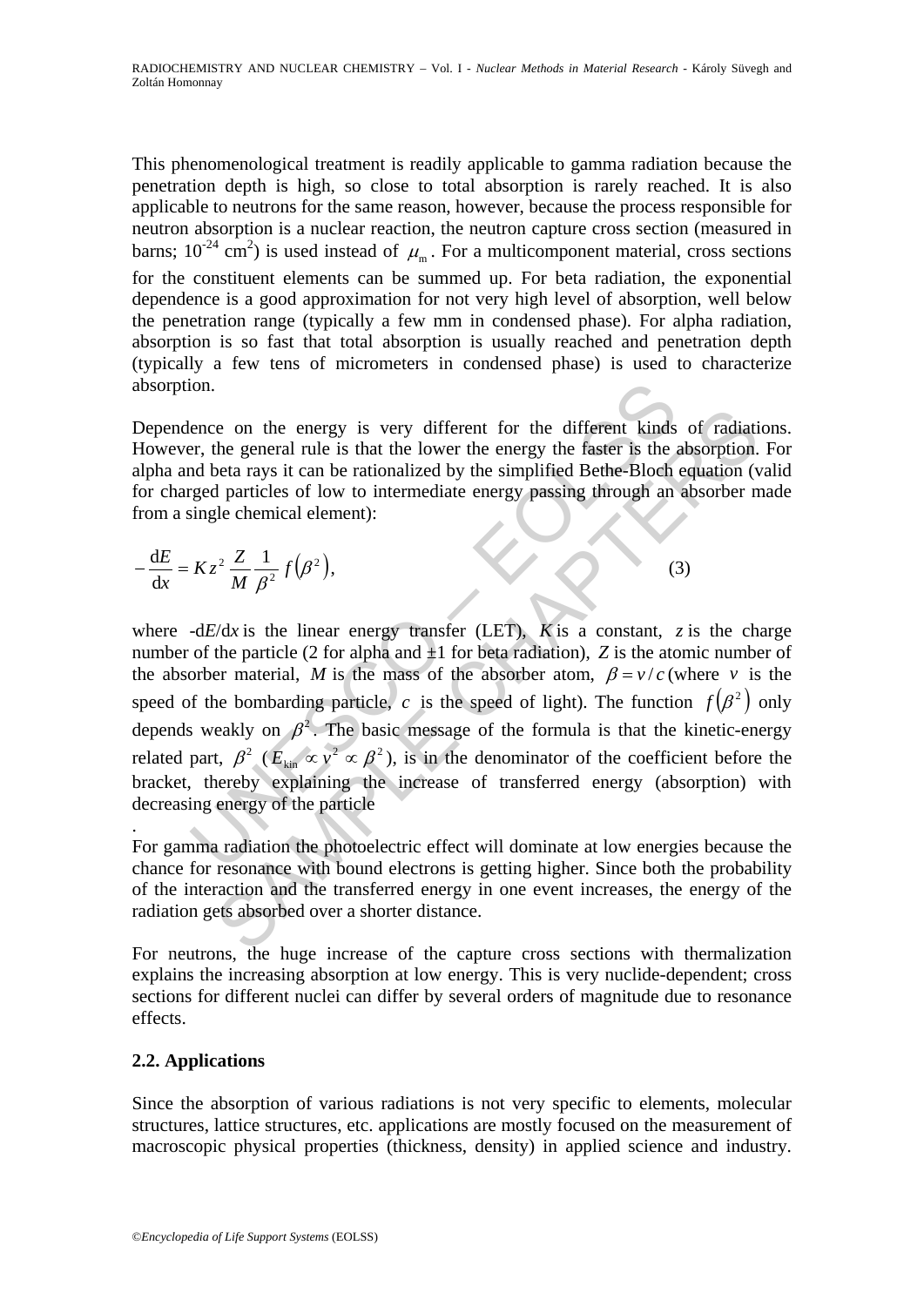This phenomenological treatment is readily applicable to gamma radiation because the penetration depth is high, so close to total absorption is rarely reached. It is also applicable to neutrons for the same reason, however, because the process responsible for neutron absorption is a nuclear reaction, the neutron capture cross section (measured in barns; $10^{-24}$ cm$^2$) is used instead of $\mu_m$. For a multicomponent material, cross sections for the constituent elements can be summed up. For beta radiation, the exponential dependence is a good approximation for not very high level of absorption, well below the penetration range (typically a few mm in condensed phase). For alpha radiation, absorption is so fast that total absorption is usually reached and penetration depth (typically a few tens of micrometers in condensed phase) is used to characterize absorption.

Dependence on the energy is very different for the different kinds of radiations. However, the general rule is that the lower the energy the faster is the absorption. For alpha and beta rays it can be rationalized by the simplified Bethe-Bloch equation (valid for charged particles of low to intermediate energy passing through an absorber made from a single chemical element):

$$-\frac{\mathrm{d}E}{\mathrm{d}x} = Kz^2 \frac{Z}{M} \frac{1}{\beta^2} f\left(\beta^2\right), \tag{3}$$

where $-\mathrm{d}E/\mathrm{d}x$ is the linear energy transfer (LET), $K$ is a constant, $z$ is the charge number of the particle (2 for alpha and ±1 for beta radiation), $Z$ is the atomic number of the absorber material, $M$ is the mass of the absorber atom, $\beta = v/c$ (where $v$ is the speed of the bombarding particle, $c$ is the speed of light). The function $f\left(\beta^2\right)$ only depends weakly on $\beta^2$. The basic message of the formula is that the kinetic-energy related part, $\beta^2$ ($E_{\mathrm{kin}} \propto v^2 \propto \beta^2$), is in the denominator of the coefficient before the bracket, thereby explaining the increase of transferred energy (absorption) with decreasing energy of the particle
.

For gamma radiation the photoelectric effect will dominate at low energies because the chance for resonance with bound electrons is getting higher. Since both the probability of the interaction and the transferred energy in one event increases, the energy of the radiation gets absorbed over a shorter distance.

For neutrons, the huge increase of the capture cross sections with thermalization explains the increasing absorption at low energy. This is very nuclide-dependent; cross sections for different nuclei can differ by several orders of magnitude due to resonance effects.

### 2.2. Applications

Since the absorption of various radiations is not very specific to elements, molecular structures, lattice structures, etc. applications are mostly focused on the measurement of macroscopic physical properties (thickness, density) in applied science and industry.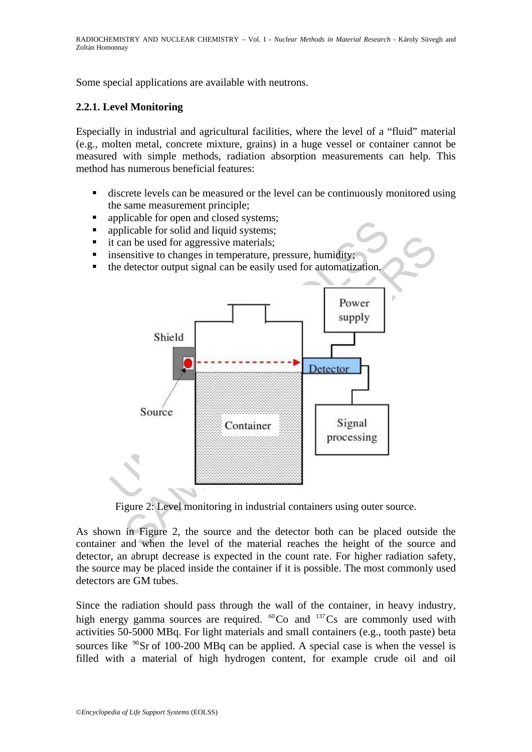Some special applications are available with neutrons.

### 2.2.1. Level Monitoring

Especially in industrial and agricultural facilities, where the level of a "fluid" material (e.g., molten metal, concrete mixture, grains) in a huge vessel or container cannot be measured with simple methods, radiation absorption measurements can help. This method has numerous beneficial features:

- discrete levels can be measured or the level can be continuously monitored using the same measurement principle;
- applicable for open and closed systems;
- applicable for solid and liquid systems;
- it can be used for aggressive materials;
- insensitive to changes in temperature, pressure, humidity;
- the detector output signal can be easily used for automatization.

Figure 2: Level monitoring in industrial containers using outer source.

As shown in Figure 2, the source and the detector both can be placed outside the container and when the level of the material reaches the height of the source and detector, an abrupt decrease is expected in the count rate. For higher radiation safety, the source may be placed inside the container if it is possible. The most commonly used detectors are GM tubes.

Since the radiation should pass through the wall of the container, in heavy industry, high energy gamma sources are required. $^{60}$Co and $^{137}$Cs are commonly used with activities 50-5000 MBq. For light materials and small containers (e.g., tooth paste) beta sources like $^{90}$Sr of 100-200 MBq can be applied. A special case is when the vessel is filled with a material of high hydrogen content, for example crude oil and oil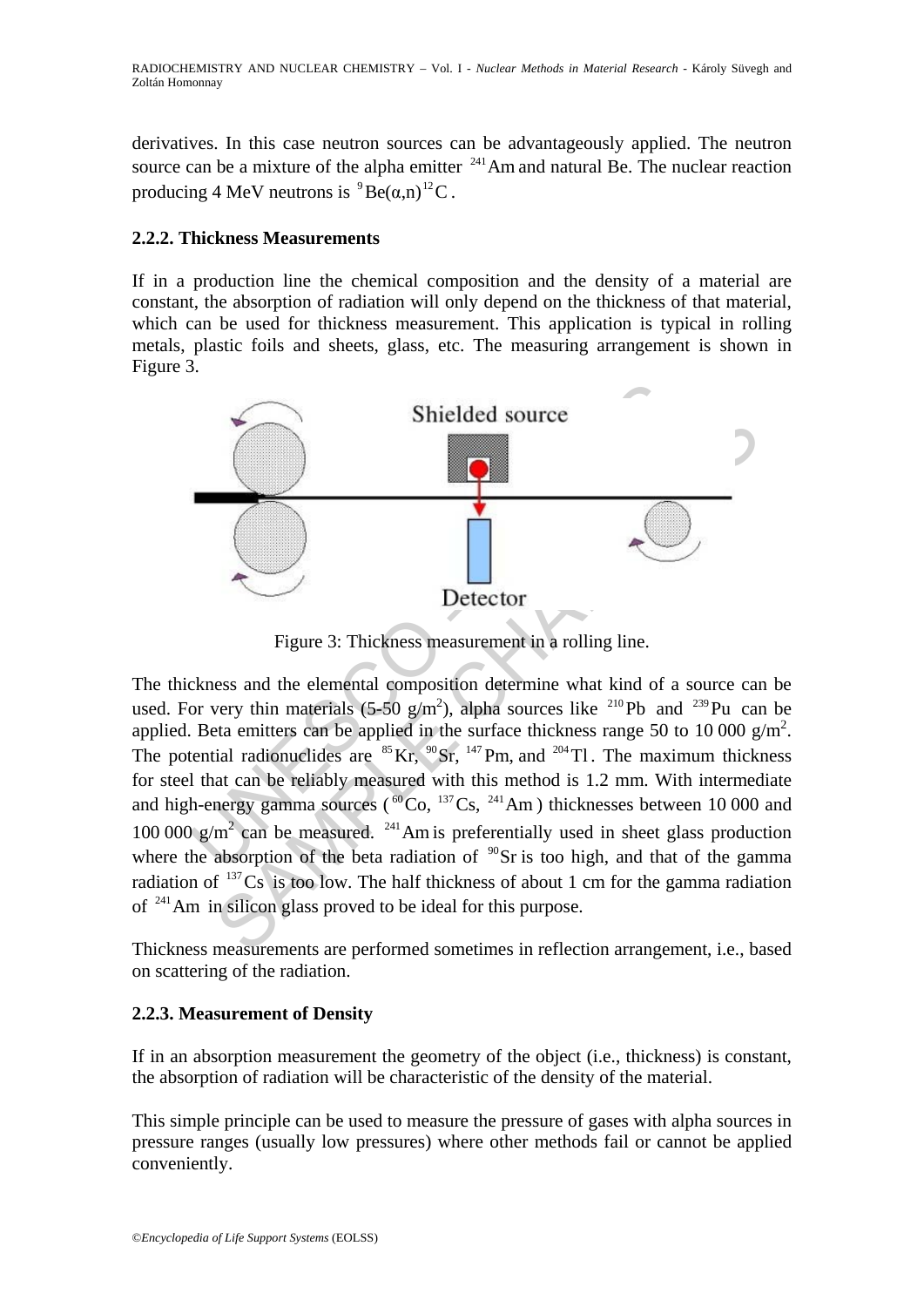derivatives. In this case neutron sources can be advantageously applied. The neutron source can be a mixture of the alpha emitter $^{241}$Am and natural Be. The nuclear reaction producing 4 MeV neutrons is $^{9}Be(\alpha,n)^{12}C$.

### 2.2.2. Thickness Measurements

If in a production line the chemical composition and the density of a material are constant, the absorption of radiation will only depend on the thickness of that material, which can be used for thickness measurement. This application is typical in rolling metals, plastic foils and sheets, glass, etc. The measuring arrangement is shown in Figure 3.

Figure 3: Thickness measurement in a rolling line.

The thickness and the elemental composition determine what kind of a source can be used. For very thin materials (5-50 g/m$^2$), alpha sources like $^{210}$Pb and $^{239}$Pu can be applied. Beta emitters can be applied in the surface thickness range 50 to 10 000 g/m$^2$. The potential radionuclides are $^{85}$Kr, $^{90}$Sr, $^{147}$Pm, and $^{204}$Tl. The maximum thickness for steel that can be reliably measured with this method is 1.2 mm. With intermediate and high-energy gamma sources ($^{60}$Co, $^{137}$Cs, $^{241}$Am) thicknesses between 10 000 and 100 000 g/m$^2$ can be measured. $^{241}$Am is preferentially used in sheet glass production where the absorption of the beta radiation of $^{90}$Sr is too high, and that of the gamma radiation of $^{137}$Cs is too low. The half thickness of about 1 cm for the gamma radiation of $^{241}$Am in silicon glass proved to be ideal for this purpose.

Thickness measurements are performed sometimes in reflection arrangement, i.e., based on scattering of the radiation.

### 2.2.3. Measurement of Density

If in an absorption measurement the geometry of the object (i.e., thickness) is constant, the absorption of radiation will be characteristic of the density of the material.

This simple principle can be used to measure the pressure of gases with alpha sources in pressure ranges (usually low pressures) where other methods fail or cannot be applied conveniently.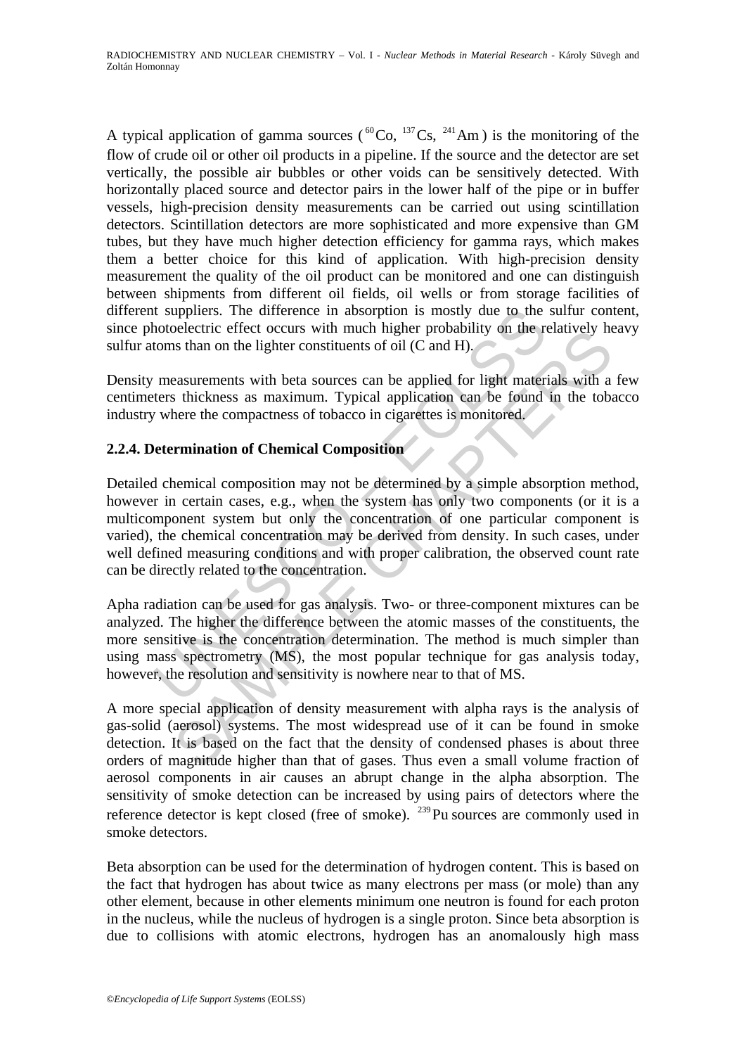A typical application of gamma sources ($^{60}$Co, $^{137}$Cs, $^{241}$Am) is the monitoring of the flow of crude oil or other oil products in a pipeline. If the source and the detector are set vertically, the possible air bubbles or other voids can be sensitively detected. With horizontally placed source and detector pairs in the lower half of the pipe or in buffer vessels, high-precision density measurements can be carried out using scintillation detectors. Scintillation detectors are more sophisticated and more expensive than GM tubes, but they have much higher detection efficiency for gamma rays, which makes them a better choice for this kind of application. With high-precision density measurement the quality of the oil product can be monitored and one can distinguish between shipments from different oil fields, oil wells or from storage facilities of different suppliers. The difference in absorption is mostly due to the sulfur content, since photoelectric effect occurs with much higher probability on the relatively heavy sulfur atoms than on the lighter constituents of oil (C and H).

Density measurements with beta sources can be applied for light materials with a few centimeters thickness as maximum. Typical application can be found in the tobacco industry where the compactness of tobacco in cigarettes is monitored.

### 2.2.4. Determination of Chemical Composition

Detailed chemical composition may not be determined by a simple absorption method, however in certain cases, e.g., when the system has only two components (or it is a multicomponent system but only the concentration of one particular component is varied), the chemical concentration may be derived from density. In such cases, under well defined measuring conditions and with proper calibration, the observed count rate can be directly related to the concentration.

Apha radiation can be used for gas analysis. Two- or three-component mixtures can be analyzed. The higher the difference between the atomic masses of the constituents, the more sensitive is the concentration determination. The method is much simpler than using mass spectrometry (MS), the most popular technique for gas analysis today, however, the resolution and sensitivity is nowhere near to that of MS.

A more special application of density measurement with alpha rays is the analysis of gas-solid (aerosol) systems. The most widespread use of it can be found in smoke detection. It is based on the fact that the density of condensed phases is about three orders of magnitude higher than that of gases. Thus even a small volume fraction of aerosol components in air causes an abrupt change in the alpha absorption. The sensitivity of smoke detection can be increased by using pairs of detectors where the reference detector is kept closed (free of smoke). $^{239}$Pu sources are commonly used in smoke detectors.

Beta absorption can be used for the determination of hydrogen content. This is based on the fact that hydrogen has about twice as many electrons per mass (or mole) than any other element, because in other elements minimum one neutron is found for each proton in the nucleus, while the nucleus of hydrogen is a single proton. Since beta absorption is due to collisions with atomic electrons, hydrogen has an anomalously high mass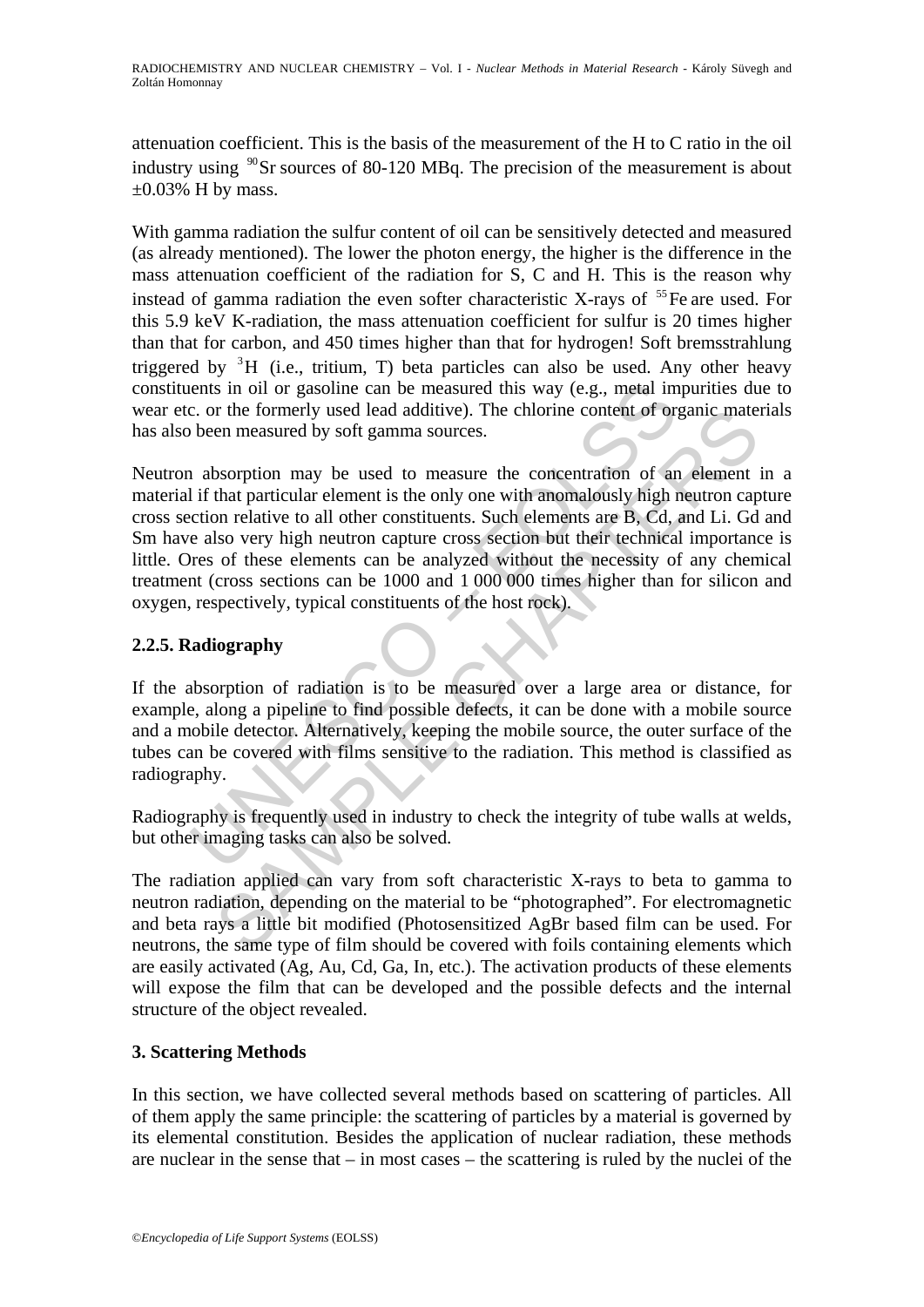attenuation coefficient. This is the basis of the measurement of the H to C ratio in the oil industry using $^{90}$Sr sources of 80-120 MBq. The precision of the measurement is about ±0.03% H by mass.

With gamma radiation the sulfur content of oil can be sensitively detected and measured (as already mentioned). The lower the photon energy, the higher is the difference in the mass attenuation coefficient of the radiation for S, C and H. This is the reason why instead of gamma radiation the even softer characteristic X-rays of $^{55}$Fe are used. For this 5.9 keV K-radiation, the mass attenuation coefficient for sulfur is 20 times higher than that for carbon, and 450 times higher than that for hydrogen! Soft bremsstrahlung triggered by $^{3}$H (i.e., tritium, T) beta particles can also be used. Any other heavy constituents in oil or gasoline can be measured this way (e.g., metal impurities due to wear etc. or the formerly used lead additive). The chlorine content of organic materials has also been measured by soft gamma sources.

Neutron absorption may be used to measure the concentration of an element in a material if that particular element is the only one with anomalously high neutron capture cross section relative to all other constituents. Such elements are B, Cd, and Li. Gd and Sm have also very high neutron capture cross section but their technical importance is little. Ores of these elements can be analyzed without the necessity of any chemical treatment (cross sections can be 1000 and 1 000 000 times higher than for silicon and oxygen, respectively, typical constituents of the host rock).

### 2.2.5. Radiography

If the absorption of radiation is to be measured over a large area or distance, for example, along a pipeline to find possible defects, it can be done with a mobile source and a mobile detector. Alternatively, keeping the mobile source, the outer surface of the tubes can be covered with films sensitive to the radiation. This method is classified as radiography.

Radiography is frequently used in industry to check the integrity of tube walls at welds, but other imaging tasks can also be solved.

The radiation applied can vary from soft characteristic X-rays to beta to gamma to neutron radiation, depending on the material to be "photographed". For electromagnetic and beta rays a little bit modified (Photosensitized AgBr based film can be used. For neutrons, the same type of film should be covered with foils containing elements which are easily activated (Ag, Au, Cd, Ga, In, etc.). The activation products of these elements will expose the film that can be developed and the possible defects and the internal structure of the object revealed.

## 3. Scattering Methods

In this section, we have collected several methods based on scattering of particles. All of them apply the same principle: the scattering of particles by a material is governed by its elemental constitution. Besides the application of nuclear radiation, these methods are nuclear in the sense that – in most cases – the scattering is ruled by the nuclei of the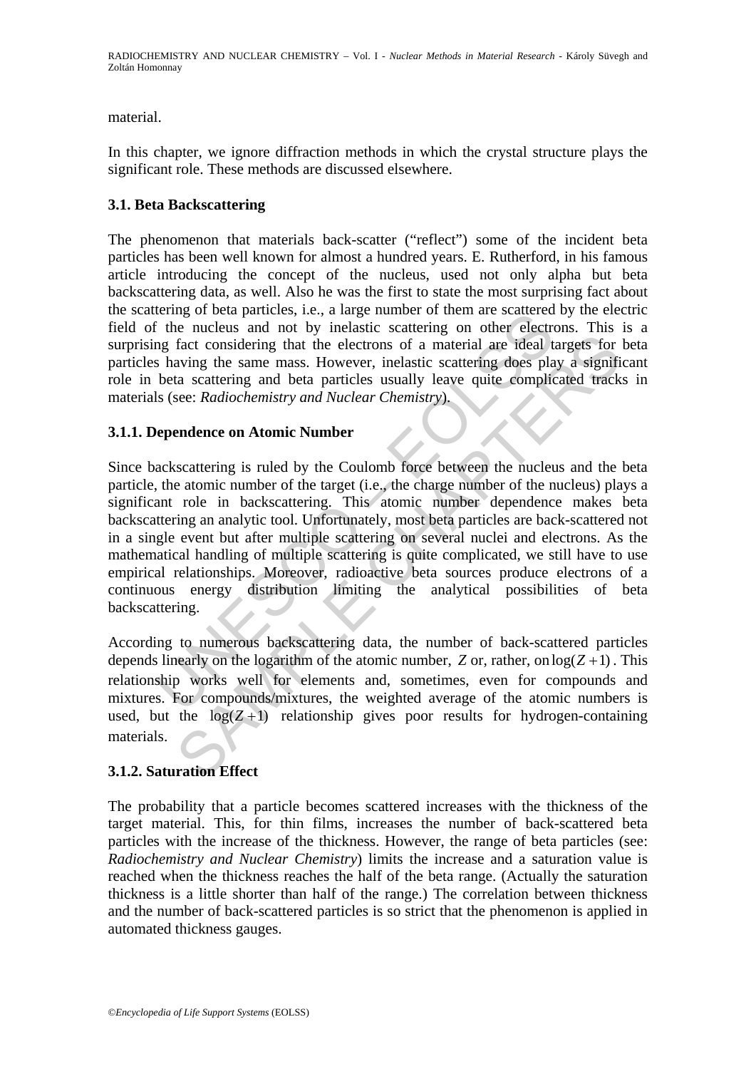material.

In this chapter, we ignore diffraction methods in which the crystal structure plays the significant role. These methods are discussed elsewhere.

### 3.1. Beta Backscattering

The phenomenon that materials back-scatter ("reflect") some of the incident beta particles has been well known for almost a hundred years. E. Rutherford, in his famous article introducing the concept of the nucleus, used not only alpha but beta backscattering data, as well. Also he was the first to state the most surprising fact about the scattering of beta particles, i.e., a large number of them are scattered by the electric field of the nucleus and not by inelastic scattering on other electrons. This is a surprising fact considering that the electrons of a material are ideal targets for beta particles having the same mass. However, inelastic scattering does play a significant role in beta scattering and beta particles usually leave quite complicated tracks in materials (see: *Radiochemistry and Nuclear Chemistry*).

#### 3.1.1. Dependence on Atomic Number

Since backscattering is ruled by the Coulomb force between the nucleus and the beta particle, the atomic number of the target (i.e., the charge number of the nucleus) plays a significant role in backscattering. This atomic number dependence makes beta backscattering an analytic tool. Unfortunately, most beta particles are back-scattered not in a single event but after multiple scattering on several nuclei and electrons. As the mathematical handling of multiple scattering is quite complicated, we still have to use empirical relationships. Moreover, radioactive beta sources produce electrons of a continuous energy distribution limiting the analytical possibilities of beta backscattering.

According to numerous backscattering data, the number of back-scattered particles depends linearly on the logarithm of the atomic number, $Z$ or, rather, on $\log(Z+1)$. This relationship works well for elements and, sometimes, even for compounds and mixtures. For compounds/mixtures, the weighted average of the atomic numbers is used, but the $\log(Z+1)$ relationship gives poor results for hydrogen-containing materials.

#### 3.1.2. Saturation Effect

The probability that a particle becomes scattered increases with the thickness of the target material. This, for thin films, increases the number of back-scattered beta particles with the increase of the thickness. However, the range of beta particles (see: *Radiochemistry and Nuclear Chemistry*) limits the increase and a saturation value is reached when the thickness reaches the half of the beta range. (Actually the saturation thickness is a little shorter than half of the range.) The correlation between thickness and the number of back-scattered particles is so strict that the phenomenon is applied in automated thickness gauges.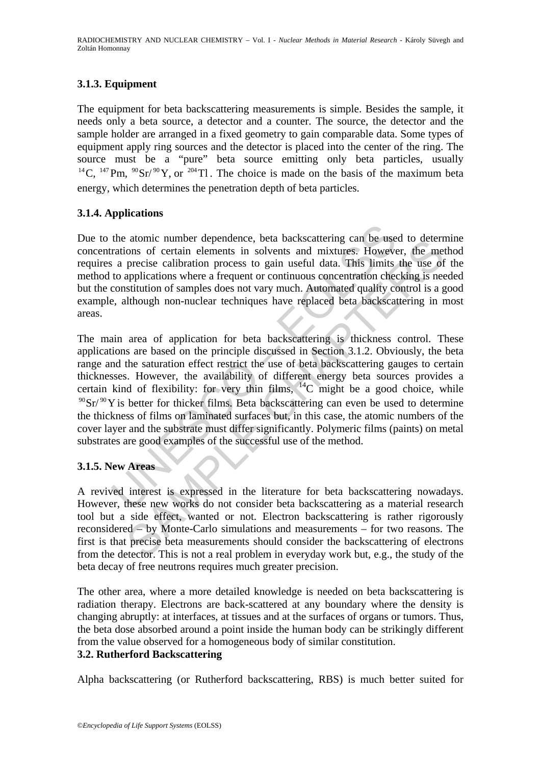### 3.1.3. Equipment

The equipment for beta backscattering measurements is simple. Besides the sample, it needs only a beta source, a detector and a counter. The source, the detector and the sample holder are arranged in a fixed geometry to gain comparable data. Some types of equipment apply ring sources and the detector is placed into the center of the ring. The source must be a "pure" beta source emitting only beta particles, usually $^{14}C$, $^{147}Pm$, $^{90}Sr/^{90}Y$, or $^{204}Tl$. The choice is made on the basis of the maximum beta energy, which determines the penetration depth of beta particles.

### 3.1.4. Applications

Due to the atomic number dependence, beta backscattering can be used to determine concentrations of certain elements in solvents and mixtures. However, the method requires a precise calibration process to gain useful data. This limits the use of the method to applications where a frequent or continuous concentration checking is needed but the constitution of samples does not vary much. Automated quality control is a good example, although non-nuclear techniques have replaced beta backscattering in most areas.

The main area of application for beta backscattering is thickness control. These applications are based on the principle discussed in Section 3.1.2. Obviously, the beta range and the saturation effect restrict the use of beta backscattering gauges to certain thicknesses. However, the availability of different energy beta sources provides a certain kind of flexibility: for very thin films, $^{14}C$ might be a good choice, while $^{90}Sr/^{90}Y$ is better for thicker films. Beta backscattering can even be used to determine the thickness of films on laminated surfaces but, in this case, the atomic numbers of the cover layer and the substrate must differ significantly. Polymeric films (paints) on metal substrates are good examples of the successful use of the method.

### 3.1.5. New Areas

A revived interest is expressed in the literature for beta backscattering nowadays. However, these new works do not consider beta backscattering as a material research tool but a side effect, wanted or not. Electron backscattering is rather rigorously reconsidered – by Monte-Carlo simulations and measurements – for two reasons. The first is that precise beta measurements should consider the backscattering of electrons from the detector. This is not a real problem in everyday work but, e.g., the study of the beta decay of free neutrons requires much greater precision.

The other area, where a more detailed knowledge is needed on beta backscattering is radiation therapy. Electrons are back-scattered at any boundary where the density is changing abruptly: at interfaces, at tissues and at the surfaces of organs or tumors. Thus, the beta dose absorbed around a point inside the human body can be strikingly different from the value observed for a homogeneous body of similar constitution.

## 3.2. Rutherford Backscattering

Alpha backscattering (or Rutherford backscattering, RBS) is much better suited for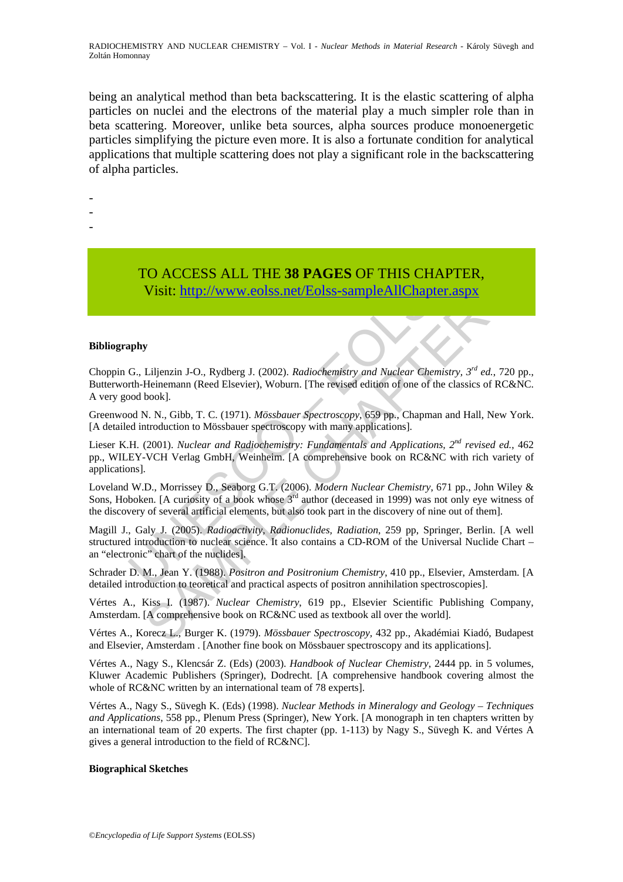being an analytical method than beta backscattering. It is the elastic scattering of alpha particles on nuclei and the electrons of the material play a much simpler role than in beta scattering. Moreover, unlike beta sources, alpha sources produce monoenergetic particles simplifying the picture even more. It is also a fortunate condition for analytical applications that multiple scattering does not play a significant role in the backscattering of alpha particles.

-
-
-

TO ACCESS ALL THE **38 PAGES** OF THIS CHAPTER,
Visit: http://www.eolss.net/Eolss-sampleAllChapter.aspx

**Bibliography**

Choppin G., Liljenzin J-O., Rydberg J. (2002). *Radiochemistry and Nuclear Chemistry, 3rd ed.*, 720 pp., Butterworth-Heinemann (Reed Elsevier), Woburn. [The revised edition of one of the classics of RC&NC. A very good book].

Greenwood N. N., Gibb, T. C. (1971). *Mössbauer Spectroscopy*, 659 pp., Chapman and Hall, New York. [A detailed introduction to Mössbauer spectroscopy with many applications].

Lieser K.H. (2001). *Nuclear and Radiochemistry: Fundamentals and Applications, 2nd revised ed.*, 462 pp., WILEY-VCH Verlag GmbH, Weinheim. [A comprehensive book on RC&NC with rich variety of applications].

Loveland W.D., Morrissey D., Seaborg G.T. (2006). *Modern Nuclear Chemistry*, 671 pp., John Wiley & Sons, Hoboken. [A curiosity of a book whose 3rd author (deceased in 1999) was not only eye witness of the discovery of several artificial elements, but also took part in the discovery of nine out of them].

Magill J., Galy J. (2005). *Radioactivity, Radionuclides, Radiation*, 259 pp, Springer, Berlin. [A well structured introduction to nuclear science. It also contains a CD-ROM of the Universal Nuclide Chart – an "electronic" chart of the nuclides].

Schrader D. M., Jean Y. (1988). *Positron and Positronium Chemistry*, 410 pp., Elsevier, Amsterdam. [A detailed introduction to teoretical and practical aspects of positron annihilation spectroscopies].

Vértes A., Kiss I. (1987). *Nuclear Chemistry*, 619 pp., Elsevier Scientific Publishing Company, Amsterdam. [A comprehensive book on RC&NC used as textbook all over the world].

Vértes A., Korecz L., Burger K. (1979). *Mössbauer Spectroscopy*, 432 pp., Akadémiai Kiadó, Budapest and Elsevier, Amsterdam . [Another fine book on Mössbauer spectroscopy and its applications].

Vértes A., Nagy S., Klencsár Z. (Eds) (2003). *Handbook of Nuclear Chemistry*, 2444 pp. in 5 volumes, Kluwer Academic Publishers (Springer), Dodrecht. [A comprehensive handbook covering almost the whole of RC&NC written by an international team of 78 experts].

Vértes A., Nagy S., Süvegh K. (Eds) (1998). *Nuclear Methods in Mineralogy and Geology – Techniques and Applications*, 558 pp., Plenum Press (Springer), New York. [A monograph in ten chapters written by an international team of 20 experts. The first chapter (pp. 1-113) by Nagy S., Süvegh K. and Vértes A gives a general introduction to the field of RC&NC].

**Biographical Sketches**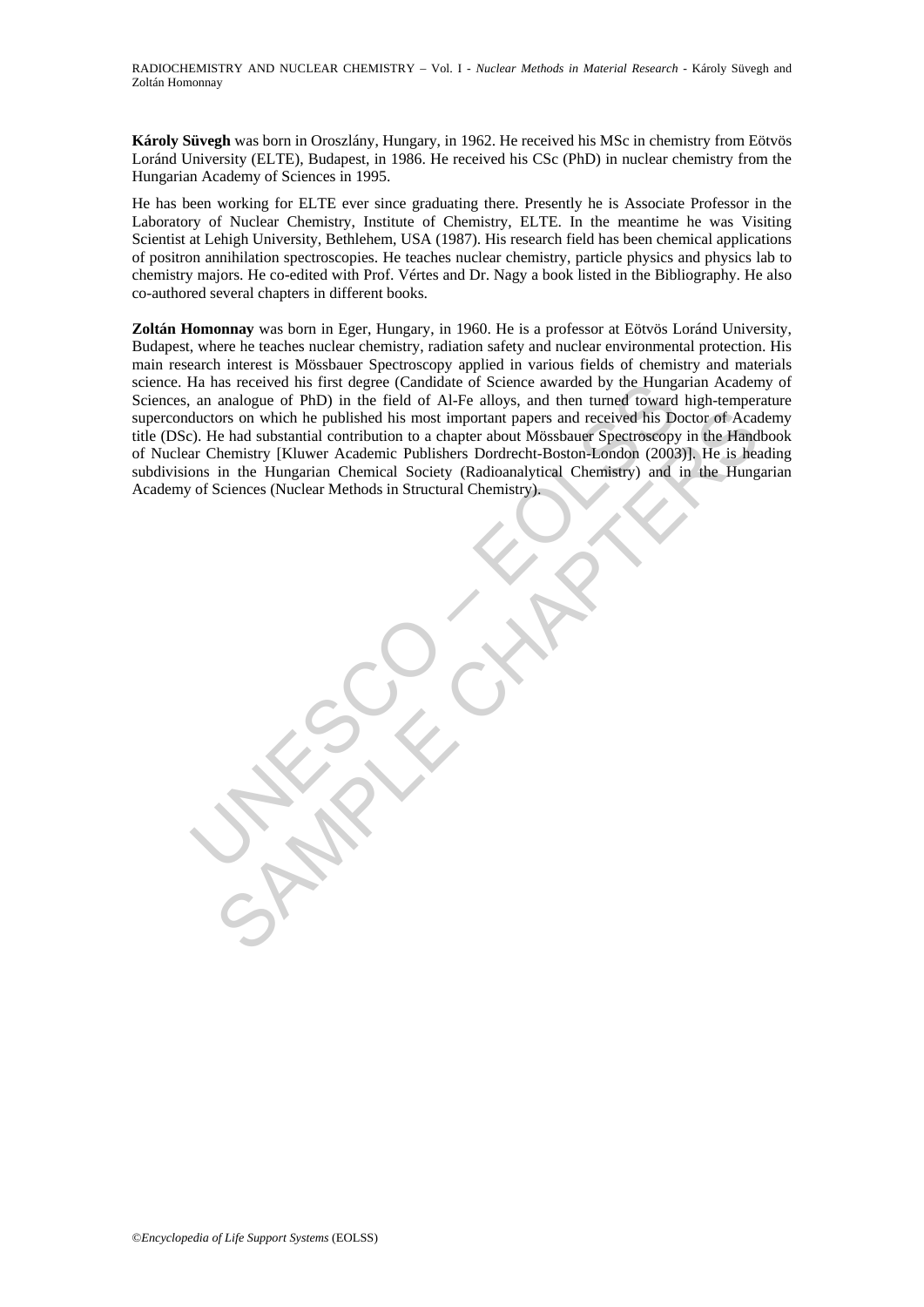**Károly Süvegh** was born in Oroszlány, Hungary, in 1962. He received his MSc in chemistry from Eötvös Loránd University (ELTE), Budapest, in 1986. He received his CSc (PhD) in nuclear chemistry from the Hungarian Academy of Sciences in 1995.

He has been working for ELTE ever since graduating there. Presently he is Associate Professor in the Laboratory of Nuclear Chemistry, Institute of Chemistry, ELTE. In the meantime he was Visiting Scientist at Lehigh University, Bethlehem, USA (1987). His research field has been chemical applications of positron annihilation spectroscopies. He teaches nuclear chemistry, particle physics and physics lab to chemistry majors. He co-edited with Prof. Vértes and Dr. Nagy a book listed in the Bibliography. He also co-authored several chapters in different books.

**Zoltán Homonnay** was born in Eger, Hungary, in 1960. He is a professor at Eötvös Loránd University, Budapest, where he teaches nuclear chemistry, radiation safety and nuclear environmental protection. His main research interest is Mössbauer Spectroscopy applied in various fields of chemistry and materials science. Ha has received his first degree (Candidate of Science awarded by the Hungarian Academy of Sciences, an analogue of PhD) in the field of Al-Fe alloys, and then turned toward high-temperature superconductors on which he published his most important papers and received his Doctor of Academy title (DSc). He had substantial contribution to a chapter about Mössbauer Spectroscopy in the Handbook of Nuclear Chemistry [Kluwer Academic Publishers Dordrecht-Boston-London (2003)]. He is heading subdivisions in the Hungarian Chemical Society (Radioanalytical Chemistry) and in the Hungarian Academy of Sciences (Nuclear Methods in Structural Chemistry).